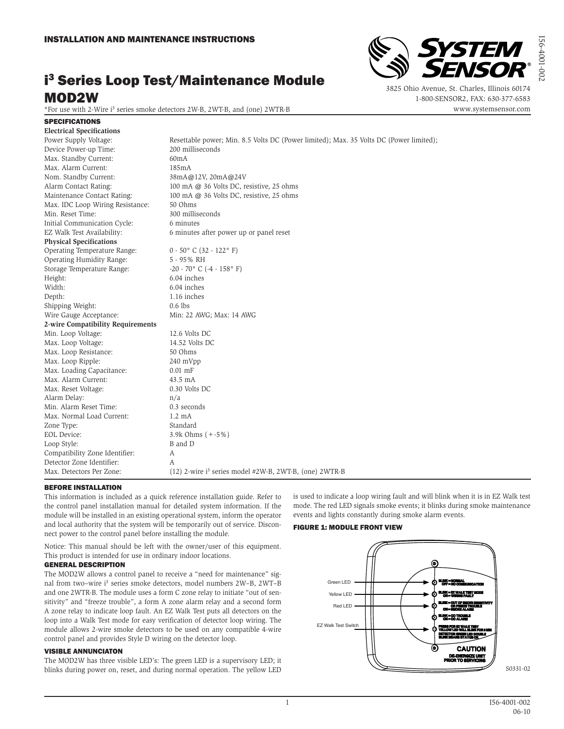**INSTALLATION AND MAINTENANCE INSTRUCTIONS**

# i³ Series Loop Test/Maintenance Module MOD2W

*For use with 2-Wire i³ series smoke detectors 2W-B, 2WT-B, and (one) 2WTR-B

**SYSTEM SENSOR®**

3825 Ohio Avenue, St. Charles, Illinois 60174
1-800-SENSOR2, FAX: 630-377-6583
www.systemsensor.com

## SPECIFICATIONS

| **Electrical Specifications** | |
|---|---|
| Power Supply Voltage: | Resettable power; Min. 8.5 Volts DC (Power limited); Max. 35 Volts DC (Power limited); |
| Device Power-up Time: | 200 milliseconds |
| Max. Standby Current: | 60mA |
| Max. Alarm Current: | 185mA |
| Nom. Standby Current: | 38mA@12V, 20mA@24V |
| Alarm Contact Rating: | 100 mA @ 36 Volts DC, resistive, 25 ohms |
| Maintenance Contact Rating: | 100 mA @ 36 Volts DC, resistive, 25 ohms |
| Max. IDC Loop Wiring Resistance: | 50 Ohms |
| Min. Reset Time: | 300 milliseconds |
| Initial Communication Cycle: | 6 minutes |
| EZ Walk Test Availability: | 6 minutes after power up or panel reset |
| **Physical Specifications** | |
| Operating Temperature Range: | 0 - 50° C (32 - 122° F) |
| Operating Humidity Range: | 5 - 95% RH |
| Storage Temperature Range: | -20 - 70° C (-4 - 158° F) |
| Height: | 6.04 inches |
| Width: | 6.04 inches |
| Depth: | 1.16 inches |
| Shipping Weight: | 0.6 lbs |
| Wire Gauge Acceptance: | Min: 22 AWG; Max: 14 AWG |
| **2-wire Compatibility Requirements** | |
| Min. Loop Voltage: | 12.6 Volts DC |
| Max. Loop Voltage: | 14.52 Volts DC |
| Max. Loop Resistance: | 50 Ohms |
| Max. Loop Ripple: | 240 mVpp |
| Max. Loading Capacitance: | 0.01 mF |
| Max. Alarm Current: | 43.5 mA |
| Max. Reset Voltage: | 0.30 Volts DC |
| Alarm Delay: | n/a |
| Min. Alarm Reset Time: | 0.3 seconds |
| Max. Normal Load Current: | 1.2 mA |
| Zone Type: | Standard |
| EOL Device: | 3.9k Ohms (+-5%) |
| Loop Style: | B and D |
| Compatibility Zone Identifier: | A |
| Detector Zone Identifier: | A |
| Max. Detectors Per Zone: | (12) 2-wire i³ series model #2W-B, 2WT-B, (one) 2WTR-B |

## BEFORE INSTALLATION

This information is included as a quick reference installation guide. Refer to the control panel installation manual for detailed system information. If the module will be installed in an existing operational system, inform the operator and local authority that the system will be temporarily out of service. Disconnect power to the control panel before installing the module.

Notice: This manual should be left with the owner/user of this equipment. This product is intended for use in ordinary indoor locations.

## GENERAL DESCRIPTION

The MOD2W allows a control panel to receive a "need for maintenance" signal from two–wire i³ series smoke detectors, model numbers 2W–B, 2WT–B and one 2WTR-B. The module uses a form C zone relay to initiate "out of sensitivity" and "freeze trouble", a form A zone alarm relay and a second form A zone relay to indicate loop fault. An EZ Walk Test puts all detectors on the loop into a Walk Test mode for easy verification of detector loop wiring. The module allows 2-wire smoke detectors to be used on any compatible 4-wire control panel and provides Style D wiring on the detector loop.

## VISIBLE ANNUNCIATON

The MOD2W has three visible LED's: The green LED is a supervisory LED; it blinks during power on, reset, and during normal operation. The yellow LED is used to indicate a loop wiring fault and will blink when it is in EZ Walk test mode. The red LED signals smoke events; it blinks during smoke maintenance events and lights constantly during smoke alarm events.

### FIGURE 1: MODULE FRONT VIEW

Green LED — BLINK = NORMAL, OFF = NO COMMUNICATION

Yellow LED — BLINK = EZ WALK TEST MODE, ON = WIRING FAULT

Red LED — BLINK = OUT OF SMOKE SENSITIVITY OR FREEZE TROUBLE, ON = SMOKE ALARM

BLINK = CO TROUBLE, ON = CO ALARM

EZ Walk Test Switch — PRESS FOR EZ WALK TEST, YELLOW LED WILL BLINK FOR 8 MIN, DETECTOR GREEN LED DOUBLE BLINK MEANS STATUS OK

CAUTION: DE-ENERGIZE UNIT PRIOR TO SERVICING

S0331-02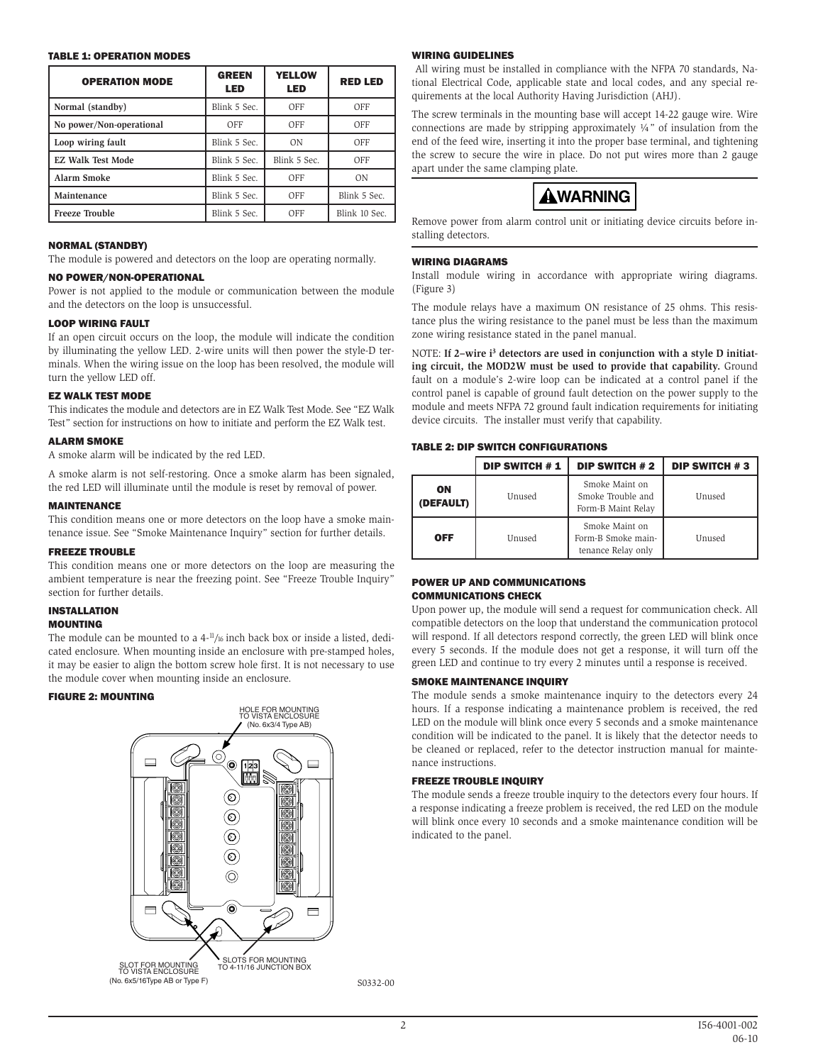#### TABLE 1: OPERATION MODES

| OPERATION MODE | GREEN LED | YELLOW LED | RED LED |
|---|---|---|---|
| **Normal (standby)** | Blink 5 Sec. | OFF | OFF |
| **No power/Non-operational** | OFF | OFF | OFF |
| **Loop wiring fault** | Blink 5 Sec. | ON | OFF |
| **EZ Walk Test Mode** | Blink 5 Sec. | Blink 5 Sec. | OFF |
| **Alarm Smoke** | Blink 5 Sec. | OFF | ON |
| **Maintenance** | Blink 5 Sec. | OFF | Blink 5 Sec. |
| **Freeze Trouble** | Blink 5 Sec. | OFF | Blink 10 Sec. |

#### NORMAL (STANDBY)

The module is powered and detectors on the loop are operating normally.

#### NO POWER/NON-OPERATIONAL

Power is not applied to the module or communication between the module and the detectors on the loop is unsuccessful.

#### LOOP WIRING FAULT

If an open circuit occurs on the loop, the module will indicate the condition by illuminating the yellow LED. 2-wire units will then power the style-D terminals. When the wiring issue on the loop has been resolved, the module will turn the yellow LED off.

#### EZ WALK TEST MODE

This indicates the module and detectors are in EZ Walk Test Mode. See "EZ Walk Test" section for instructions on how to initiate and perform the EZ Walk test.

#### ALARM SMOKE

A smoke alarm will be indicated by the red LED.

A smoke alarm is not self-restoring. Once a smoke alarm has been signaled, the red LED will illuminate until the module is reset by removal of power.

#### MAINTENANCE

This condition means one or more detectors on the loop have a smoke maintenance issue. See "Smoke Maintenance Inquiry" section for further details.

#### FREEZE TROUBLE

This condition means one or more detectors on the loop are measuring the ambient temperature is near the freezing point. See "Freeze Trouble Inquiry" section for further details.

#### INSTALLATION

#### MOUNTING

The module can be mounted to a 4-11/16 inch back box or inside a listed, dedicated enclosure. When mounting inside an enclosure with pre-stamped holes, it may be easier to align the bottom screw hole first. It is not necessary to use the module cover when mounting inside an enclosure.

#### FIGURE 2: MOUNTING

HOLE FOR MOUNTING TO VISTA ENCLOSURE (No. 6x3/4 Type AB)

SLOT FOR MOUNTING TO VISTA ENCLOSURE (No. 6x5/16Type AB or Type F)

SLOTS FOR MOUNTING TO 4-11/16 JUNCTION BOX

S0332-00

#### WIRING GUIDELINES

All wiring must be installed in compliance with the NFPA 70 standards, National Electrical Code, applicable state and local codes, and any special requirements at the local Authority Having Jurisdiction (AHJ).

The screw terminals in the mounting base will accept 14-22 gauge wire. Wire connections are made by stripping approximately ¼" of insulation from the end of the feed wire, inserting it into the proper base terminal, and tightening the screw to secure the wire in place. Do not put wires more than 2 gauge apart under the same clamping plate.

**⚠WARNING**

Remove power from alarm control unit or initiating device circuits before installing detectors.

#### WIRING DIAGRAMS

Install module wiring in accordance with appropriate wiring diagrams. (Figure 3)

The module relays have a maximum ON resistance of 25 ohms. This resistance plus the wiring resistance to the panel must be less than the maximum zone wiring resistance stated in the panel manual.

NOTE: **If 2–wire i³ detectors are used in conjunction with a style D initiating circuit, the MOD2W must be used to provide that capability.** Ground fault on a module's 2-wire loop can be indicated at a control panel if the control panel is capable of ground fault detection on the power supply to the module and meets NFPA 72 ground fault indication requirements for initiating device circuits. The installer must verify that capability.

#### TABLE 2: DIP SWITCH CONFIGURATIONS

| | DIP SWITCH # 1 | DIP SWITCH # 2 | DIP SWITCH # 3 |
|---|---|---|---|
| **ON (DEFAULT)** | Unused | Smoke Maint on Smoke Trouble and Form-B Maint Relay | Unused |
| **OFF** | Unused | Smoke Maint on Form-B Smoke maintenance Relay only | Unused |

#### POWER UP AND COMMUNICATIONS

#### COMMUNICATIONS CHECK

Upon power up, the module will send a request for communication check. All compatible detectors on the loop that understand the communication protocol will respond. If all detectors respond correctly, the green LED will blink once every 5 seconds. If the module does not get a response, it will turn off the green LED and continue to try every 2 minutes until a response is received.

#### SMOKE MAINTENANCE INQUIRY

The module sends a smoke maintenance inquiry to the detectors every 24 hours. If a response indicating a maintenance problem is received, the red LED on the module will blink once every 5 seconds and a smoke maintenance condition will be indicated to the panel. It is likely that the detector needs to be cleaned or replaced, refer to the detector instruction manual for maintenance instructions.

#### FREEZE TROUBLE INQUIRY

The module sends a freeze trouble inquiry to the detectors every four hours. If a response indicating a freeze problem is received, the red LED on the module will blink once every 10 seconds and a smoke maintenance condition will be indicated to the panel.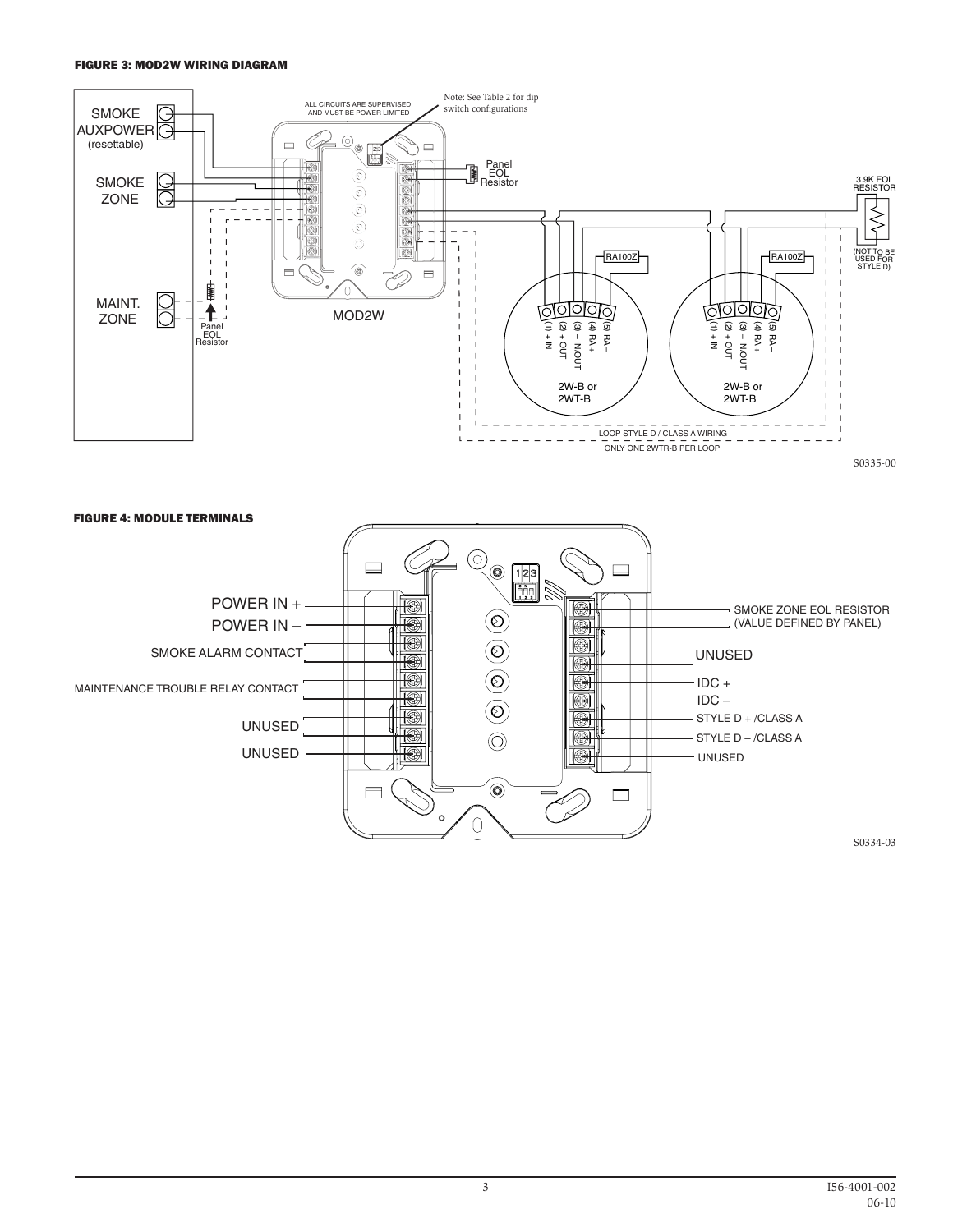#### FIGURE 3: MOD2W WIRING DIAGRAM

SMOKE AUXPOWER (resettable)

SMOKE ZONE

MAINT. ZONE

Panel EOL Resistor

ALL CIRCUITS ARE SUPERVISED AND MUST BE POWER LIMITED

Note: See Table 2 for dip switch configurations

Panel EOL Resistor

MOD2W

3.9K EOL RESISTOR

(NOT TO BE USED FOR STYLE D)

RA100Z

RA100Z

(1) + IN (2) + OUT (3) – IN/OUT (4) RA + (5) RA –

2W-B or 2WT-B

2W-B or 2WT-B

LOOP STYLE D / CLASS A WIRING

ONLY ONE 2WTR-B PER LOOP

S0335-00

#### FIGURE 4: MODULE TERMINALS

POWER IN +

POWER IN –

SMOKE ALARM CONTACT

MAINTENANCE TROUBLE RELAY CONTACT

UNUSED

UNUSED

SMOKE ZONE EOL RESISTOR (VALUE DEFINED BY PANEL)

UNUSED

IDC +

IDC –

STYLE D + /CLASS A

STYLE D – /CLASS A

UNUSED

S0334-03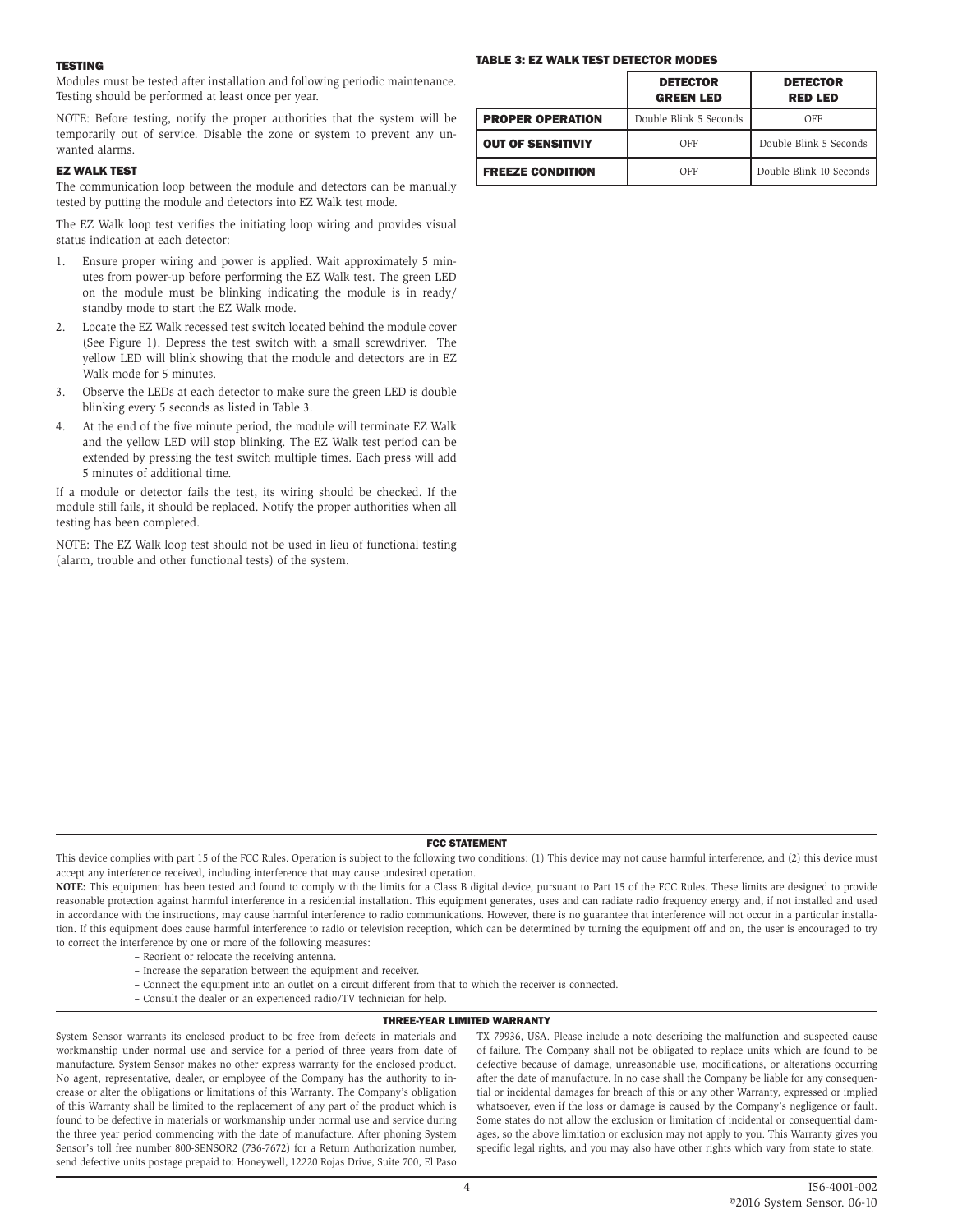## TESTING

Modules must be tested after installation and following periodic maintenance. Testing should be performed at least once per year.

NOTE: Before testing, notify the proper authorities that the system will be temporarily out of service. Disable the zone or system to prevent any unwanted alarms.

### EZ WALK TEST

The communication loop between the module and detectors can be manually tested by putting the module and detectors into EZ Walk test mode.

The EZ Walk loop test verifies the initiating loop wiring and provides visual status indication at each detector:

1. Ensure proper wiring and power is applied. Wait approximately 5 minutes from power-up before performing the EZ Walk test. The green LED on the module must be blinking indicating the module is in ready/standby mode to start the EZ Walk mode.
2. Locate the EZ Walk recessed test switch located behind the module cover (See Figure 1). Depress the test switch with a small screwdriver. The yellow LED will blink showing that the module and detectors are in EZ Walk mode for 5 minutes.
3. Observe the LEDs at each detector to make sure the green LED is double blinking every 5 seconds as listed in Table 3.
4. At the end of the five minute period, the module will terminate EZ Walk and the yellow LED will stop blinking. The EZ Walk test period can be extended by pressing the test switch multiple times. Each press will add 5 minutes of additional time.

If a module or detector fails the test, its wiring should be checked. If the module still fails, it should be replaced. Notify the proper authorities when all testing has been completed.

NOTE: The EZ Walk loop test should not be used in lieu of functional testing (alarm, trouble and other functional tests) of the system.

### TABLE 3: EZ WALK TEST DETECTOR MODES

| | DETECTOR GREEN LED | DETECTOR RED LED |
|---|---|---|
| **PROPER OPERATION** | Double Blink 5 Seconds | OFF |
| **OUT OF SENSITIVIY** | OFF | Double Blink 5 Seconds |
| **FREEZE CONDITION** | OFF | Double Blink 10 Seconds |

### FCC STATEMENT

This device complies with part 15 of the FCC Rules. Operation is subject to the following two conditions: (1) This device may not cause harmful interference, and (2) this device must accept any interference received, including interference that may cause undesired operation.

**NOTE:** This equipment has been tested and found to comply with the limits for a Class B digital device, pursuant to Part 15 of the FCC Rules. These limits are designed to provide reasonable protection against harmful interference in a residential installation. This equipment generates, uses and can radiate radio frequency energy and, if not installed and used in accordance with the instructions, may cause harmful interference to radio communications. However, there is no guarantee that interference will not occur in a particular installation. If this equipment does cause harmful interference to radio or television reception, which can be determined by turning the equipment off and on, the user is encouraged to try to correct the interference by one or more of the following measures:

- Reorient or relocate the receiving antenna.
- Increase the separation between the equipment and receiver.
- Connect the equipment into an outlet on a circuit different from that to which the receiver is connected.
- Consult the dealer or an experienced radio/TV technician for help.

### THREE-YEAR LIMITED WARRANTY

System Sensor warrants its enclosed product to be free from defects in materials and workmanship under normal use and service for a period of three years from date of manufacture. System Sensor makes no other express warranty for the enclosed product. No agent, representative, dealer, or employee of the Company has the authority to increase or alter the obligations or limitations of this Warranty. The Company's obligation of this Warranty shall be limited to the replacement of any part of the product which is found to be defective in materials or workmanship under normal use and service during the three year period commencing with the date of manufacture. After phoning System Sensor's toll free number 800-SENSOR2 (736-7672) for a Return Authorization number, send defective units postage prepaid to: Honeywell, 12220 Rojas Drive, Suite 700, El Paso TX 79936, USA. Please include a note describing the malfunction and suspected cause of failure. The Company shall not be obligated to replace units which are found to be defective because of damage, unreasonable use, modifications, or alterations occurring after the date of manufacture. In no case shall the Company be liable for any consequential or incidental damages for breach of this or any other Warranty, expressed or implied whatsoever, even if the loss or damage is caused by the Company's negligence or fault. Some states do not allow the exclusion or limitation of incidental or consequential damages, so the above limitation or exclusion may not apply to you. This Warranty gives you specific legal rights, and you may also have other rights which vary from state to state.

I56-4001-002

©2016 System Sensor. 06-10